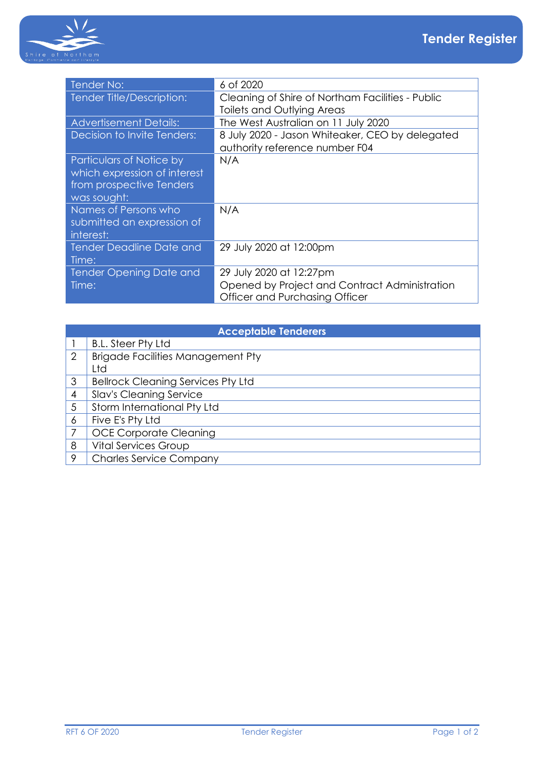# Tender Register

| Tender No: | 6 of 2020 |
|---|---|
| Tender Title/Description: | Cleaning of Shire of Northam Facilities - Public Toilets and Outlying Areas |
| Advertisement Details: | The West Australian on 11 July 2020 |
| Decision to Invite Tenders: | 8 July 2020 - Jason Whiteaker, CEO by delegated authority reference number F04 |
| Particulars of Notice by which expression of interest from prospective Tenders was sought: | N/A |
| Names of Persons who submitted an expression of interest: | N/A |
| Tender Deadline Date and Time: | 29 July 2020 at 12:00pm |
| Tender Opening Date and Time: | 29 July 2020 at 12:27pm<br>Opened by Project and Contract Administration Officer and Purchasing Officer |

| Acceptable Tenderers | |
|---|---|
| 1 | B.L. Steer Pty Ltd |
| 2 | Brigade Facilities Management Pty Ltd |
| 3 | Bellrock Cleaning Services Pty Ltd |
| 4 | Slav's Cleaning Service |
| 5 | Storm International Pty Ltd |
| 6 | Five E's Pty Ltd |
| 7 | OCE Corporate Cleaning |
| 8 | Vital Services Group |
| 9 | Charles Service Company |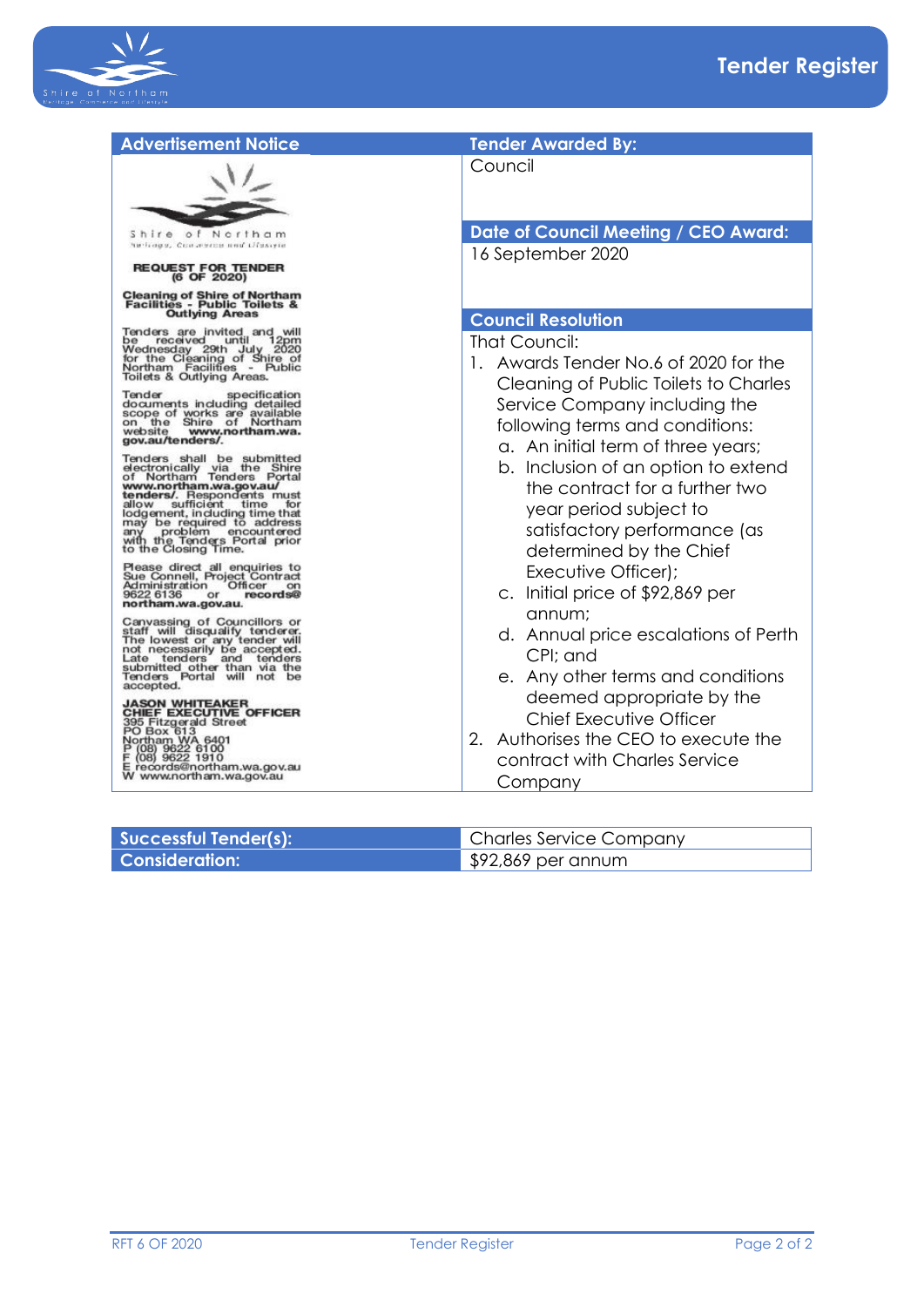# Tender Register

## Advertisement Notice

Shire of Northam
Heritage, Commerce and Lifestyle

**REQUEST FOR TENDER**
**(6 OF 2020)**

**Cleaning of Shire of Northam Facilities - Public Toilets & Outlying Areas**

Tenders are invited and will be received until 12pm Wednesday 29th July 2020 for the Cleaning of Shire of Northam Facilities - Public Toilets & Outlying Areas.

Tender specification documents including detailed scope of works are available on the Shire of Northam website **www.northam.wa.gov.au/tenders/**.

Tenders shall be submitted electronically via the Shire of Northam Tenders Portal **www.northam.wa.gov.au/tenders/**. Respondents must allow sufficient time for lodgement, including time that may be required to address any problem encountered with the Tenders Portal prior to the Closing Time.

Please direct all enquiries to Sue Connell, Project Contract Administration Officer on 9622 6136 or **records@northam.wa.gov.au**.

Canvassing of Councillors or staff will disqualify tenderer. The lowest or any tender will not necessarily be accepted. Late tenders and tenders submitted other than via the Tenders Portal will not be accepted.

**JASON WHITEAKER**
**CHIEF EXECUTIVE OFFICER**
395 Fitzgerald Street
PO Box 613
Northam WA 6401
P (08) 9622 6100
F (08) 9622 1910
E records@northam.wa.gov.au
W www.northam.wa.gov.au

## Tender Awarded By:

Council

## Date of Council Meeting / CEO Award:

16 September 2020

## Council Resolution

That Council:

1. Awards Tender No.6 of 2020 for the Cleaning of Public Toilets to Charles Service Company including the following terms and conditions:
   a. An initial term of three years;
   b. Inclusion of an option to extend the contract for a further two year period subject to satisfactory performance (as determined by the Chief Executive Officer);
   c. Initial price of $92,869 per annum;
   d. Annual price escalations of Perth CPI; and
   e. Any other terms and conditions deemed appropriate by the Chief Executive Officer
2. Authorises the CEO to execute the contract with Charles Service Company

| | |
|---|---|
| **Successful Tender(s):** | Charles Service Company |
| **Consideration:** | $92,869 per annum |